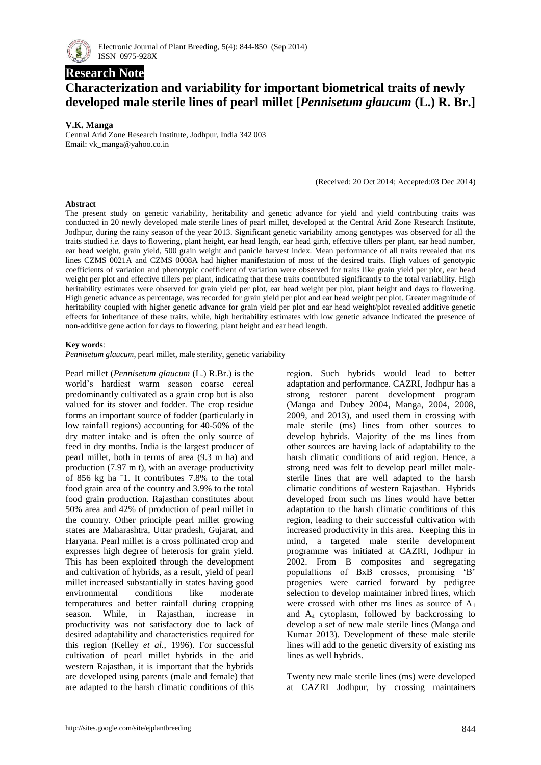## Research Note

# Characterization and variability for important biometrical traits of newly developed male sterile lines of pearl millet [*Pennisetum glaucum* (L.) R. Br.]

**V.K. Manga**

Central Arid Zone Research Institute, Jodhpur, India 342 003
Email: vk_manga@yahoo.co.in

(Received: 20 Oct 2014; Accepted:03 Dec 2014)

### Abstract

The present study on genetic variability, heritability and genetic advance for yield and yield contributing traits was conducted in 20 newly developed male sterile lines of pearl millet, developed at the Central Arid Zone Research Institute, Jodhpur, during the rainy season of the year 2013. Significant genetic variability among genotypes was observed for all the traits studied *i.e.* days to flowering, plant height, ear head length, ear head girth, effective tillers per plant, ear head number, ear head weight, grain yield, 500 grain weight and panicle harvest index. Mean performance of all traits revealed that ms lines CZMS 0021A and CZMS 0008A had higher manifestation of most of the desired traits. High values of genotypic coefficients of variation and phenotypic coefficient of variation were observed for traits like grain yield per plot, ear head weight per plot and effective tillers per plant, indicating that these traits contributed significantly to the total variability. High heritability estimates were observed for grain yield per plot, ear head weight per plot, plant height and days to flowering. High genetic advance as percentage, was recorded for grain yield per plot and ear head weight per plot. Greater magnitude of heritability coupled with higher genetic advance for grain yield per plot and ear head weight/plot revealed additive genetic effects for inheritance of these traits, while, high heritability estimates with low genetic advance indicated the presence of non-additive gene action for days to flowering, plant height and ear head length.

**Key words**:

*Pennisetum glaucum*, pearl millet, male sterility, genetic variability

Pearl millet (*Pennisetum glaucum* (L.) R.Br.) is the world's hardiest warm season coarse cereal predominantly cultivated as a grain crop but is also valued for its stover and fodder. The crop residue forms an important source of fodder (particularly in low rainfall regions) accounting for 40-50% of the dry matter intake and is often the only source of feed in dry months. India is the largest producer of pearl millet, both in terms of area (9.3 m ha) and production (7.97 m t), with an average productivity of 856 kg ha $^{-1}$. It contributes 7.8% to the total food grain area of the country and 3.9% to the total food grain production. Rajasthan constitutes about 50% area and 42% of production of pearl millet in the country. Other principle pearl millet growing states are Maharashtra, Uttar pradesh, Gujarat, and Haryana. Pearl millet is a cross pollinated crop and expresses high degree of heterosis for grain yield. This has been exploited through the development and cultivation of hybrids, as a result, yield of pearl millet increased substantially in states having good environmental conditions like moderate temperatures and better rainfall during cropping season. While, in Rajasthan, increase in productivity was not satisfactory due to lack of desired adaptability and characteristics required for this region (Kelley *et al.,* 1996). For successful cultivation of pearl millet hybrids in the arid western Rajasthan, it is important that the hybrids are developed using parents (male and female) that are adapted to the harsh climatic conditions of this region. Such hybrids would lead to better adaptation and performance. CAZRI, Jodhpur has a strong restorer parent development program (Manga and Dubey 2004, Manga, 2004, 2008, 2009, and 2013), and used them in crossing with male sterile (ms) lines from other sources to develop hybrids. Majority of the ms lines from other sources are having lack of adaptability to the harsh climatic conditions of arid region. Hence, a strong need was felt to develop pearl millet male-sterile lines that are well adapted to the harsh climatic conditions of western Rajasthan. Hybrids developed from such ms lines would have better adaptation to the harsh climatic conditions of this region, leading to their successful cultivation with increased productivity in this area. Keeping this in mind, a targeted male sterile development programme was initiated at CAZRI, Jodhpur in 2002. From B composites and segregating populaltions of BxB crosses, promising 'B' progenies were carried forward by pedigree selection to develop maintainer inbred lines, which were crossed with other ms lines as source of $A_1$ and $A_4$ cytoplasm, followed by backcrossing to develop a set of new male sterile lines (Manga and Kumar 2013). Development of these male sterile lines will add to the genetic diversity of existing ms lines as well hybrids.

Twenty new male sterile lines (ms) were developed at CAZRI Jodhpur, by crossing maintainers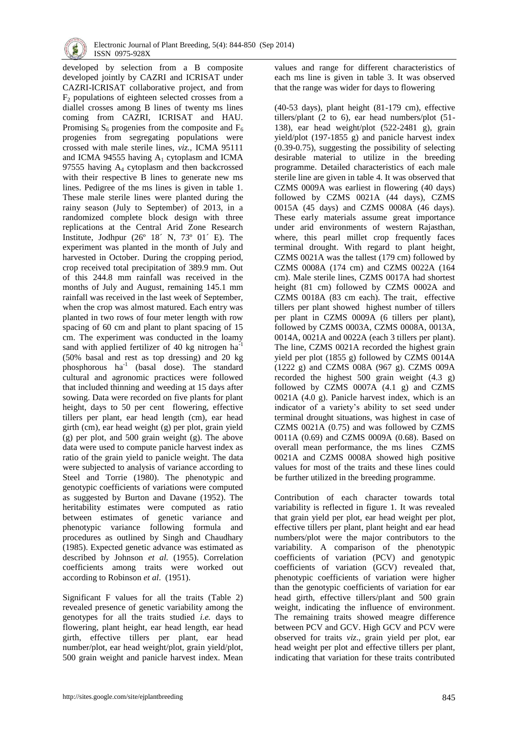developed by selection from a B composite developed jointly by CAZRI and ICRISAT under CAZRI-ICRISAT collaborative project, and from $F_2$ populations of eighteen selected crosses from a diallel crosses among B lines of twenty ms lines coming from CAZRI, ICRISAT and HAU. Promising $S_6$ progenies from the composite and $F_6$ progenies from segregating populations were crossed with male sterile lines, *viz.,* ICMA 95111 and ICMA 94555 having $A_1$ cytoplasm and ICMA 97555 having $A_4$ cytoplasm and then backcrossed with their respective B lines to generate new ms lines. Pedigree of the ms lines is given in table 1. These male sterile lines were planted during the rainy season (July to September) of 2013, in a randomized complete block design with three replications at the Central Arid Zone Research Institute, Jodhpur (26º 18´ N, 73º 01´ E). The experiment was planted in the month of July and harvested in October. During the cropping period, crop received total precipitation of 389.9 mm. Out of this 244.8 mm rainfall was received in the months of July and August, remaining 145.1 mm rainfall was received in the last week of September, when the crop was almost matured. Each entry was planted in two rows of four meter length with row spacing of 60 cm and plant to plant spacing of 15 cm. The experiment was conducted in the loamy sand with applied fertilizer of 40 kg nitrogen $ha^{-1}$ (50% basal and rest as top dressing) and 20 kg phosphorous $ha^{-1}$ (basal dose). The standard cultural and agronomic practices were followed that included thinning and weeding at 15 days after sowing. Data were recorded on five plants for plant height, days to 50 per cent flowering, effective tillers per plant, ear head length (cm), ear head girth (cm), ear head weight (g) per plot, grain yield (g) per plot, and 500 grain weight (g). The above data were used to compute panicle harvest index as ratio of the grain yield to panicle weight. The data were subjected to analysis of variance according to Steel and Torrie (1980). The phenotypic and genotypic coefficients of variations were computed as suggested by Burton and Davane (1952). The heritability estimates were computed as ratio between estimates of genetic variance and phenotypic variance following formula and procedures as outlined by Singh and Chaudhary (1985). Expected genetic advance was estimated as described by Johnson *et al.* (1955). Correlation coefficients among traits were worked out according to Robinson *et al*. (1951).

Significant F values for all the traits (Table 2) revealed presence of genetic variability among the genotypes for all the traits studied *i.e.* days to flowering, plant height, ear head length, ear head girth, effective tillers per plant, ear head number/plot, ear head weight/plot, grain yield/plot, 500 grain weight and panicle harvest index. Mean values and range for different characteristics of each ms line is given in table 3. It was observed that the range was wider for days to flowering (40-53 days), plant height (81-179 cm), effective tillers/plant (2 to 6), ear head numbers/plot (51-138), ear head weight/plot (522-2481 g), grain yield/plot (197-1855 g) and panicle harvest index (0.39-0.75), suggesting the possibility of selecting desirable material to utilize in the breeding programme. Detailed characteristics of each male sterile line are given in table 4. It was observed that CZMS 0009A was earliest in flowering (40 days) followed by CZMS 0021A (44 days), CZMS 0015A (45 days) and CZMS 0008A (46 days). These early materials assume great importance under arid environments of western Rajasthan, where, this pearl millet crop frequently faces terminal drought. With regard to plant height, CZMS 0021A was the tallest (179 cm) followed by CZMS 0008A (174 cm) and CZMS 0022A (164 cm). Male sterile lines, CZMS 0017A had shortest height (81 cm) followed by CZMS 0002A and CZMS 0018A (83 cm each). The trait, effective tillers per plant showed highest number of tillers per plant in CZMS 0009A (6 tillers per plant), followed by CZMS 0003A, CZMS 0008A, 0013A, 0014A, 0021A and 0022A (each 3 tillers per plant). The line, CZMS 0021A recorded the highest grain yield per plot (1855 g) followed by CZMS 0014A (1222 g) and CZMS 008A (967 g). CZMS 009A recorded the highest 500 grain weight (4.3 g) followed by CZMS 0007A (4.1 g) and CZMS 0021A (4.0 g). Panicle harvest index, which is an indicator of a variety's ability to set seed under terminal drought situations, was highest in case of CZMS 0021A (0.75) and was followed by CZMS 0011A (0.69) and CZMS 0009A (0.68). Based on overall mean performance, the ms lines CZMS 0021A and CZMS 0008A showed high positive values for most of the traits and these lines could be further utilized in the breeding programme.

Contribution of each character towards total variability is reflected in figure 1. It was revealed that grain yield per plot, ear head weight per plot, effective tillers per plant, plant height and ear head numbers/plot were the major contributors to the variability. A comparison of the phenotypic coefficients of variation (PCV) and genotypic coefficients of variation (GCV) revealed that, phenotypic coefficients of variation were higher than the genotypic coefficients of variation for ear head girth, effective tillers/plant and 500 grain weight, indicating the influence of environment. The remaining traits showed meagre difference between PCV and GCV. High GCV and PCV were observed for traits *viz*., grain yield per plot, ear head weight per plot and effective tillers per plant, indicating that variation for these traits contributed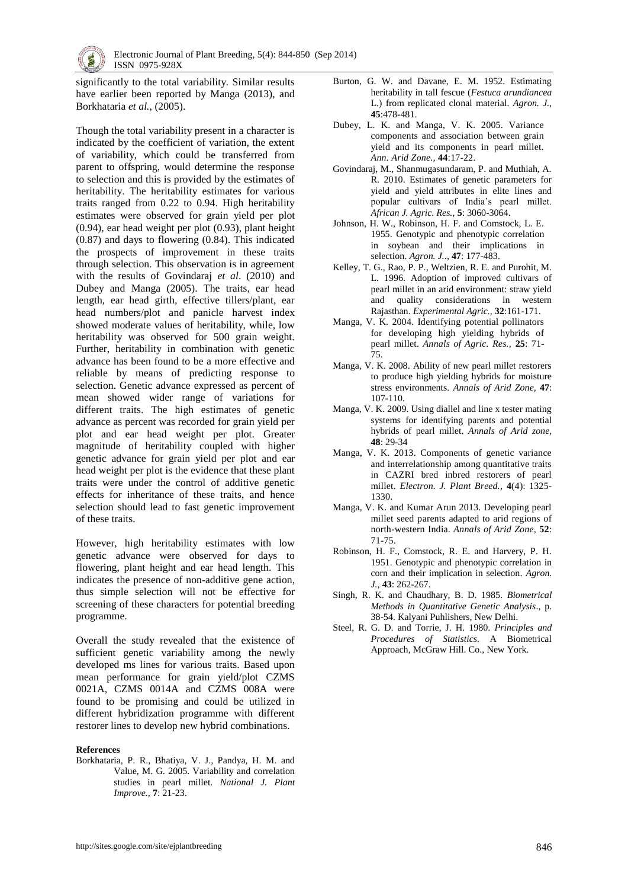significantly to the total variability. Similar results have earlier been reported by Manga (2013), and Borkhataria *et al.*, (2005).

Though the total variability present in a character is indicated by the coefficient of variation, the extent of variability, which could be transferred from parent to offspring, would determine the response to selection and this is provided by the estimates of heritability. The heritability estimates for various traits ranged from 0.22 to 0.94. High heritability estimates were observed for grain yield per plot (0.94), ear head weight per plot (0.93), plant height (0.87) and days to flowering (0.84). This indicated the prospects of improvement in these traits through selection. This observation is in agreement with the results of Govindaraj *et al*. (2010) and Dubey and Manga (2005). The traits, ear head length, ear head girth, effective tillers/plant, ear head numbers/plot and panicle harvest index showed moderate values of heritability, while, low heritability was observed for 500 grain weight. Further, heritability in combination with genetic advance has been found to be a more effective and reliable by means of predicting response to selection. Genetic advance expressed as percent of mean showed wider range of variations for different traits. The high estimates of genetic advance as percent was recorded for grain yield per plot and ear head weight per plot. Greater magnitude of heritability coupled with higher genetic advance for grain yield per plot and ear head weight per plot is the evidence that these plant traits were under the control of additive genetic effects for inheritance of these traits, and hence selection should lead to fast genetic improvement of these traits.

However, high heritability estimates with low genetic advance were observed for days to flowering, plant height and ear head length. This indicates the presence of non-additive gene action, thus simple selection will not be effective for screening of these characters for potential breeding programme.

Overall the study revealed that the existence of sufficient genetic variability among the newly developed ms lines for various traits. Based upon mean performance for grain yield/plot CZMS 0021A, CZMS 0014A and CZMS 008A were found to be promising and could be utilized in different hybridization programme with different restorer lines to develop new hybrid combinations.

**References**

Borkhataria, P. R., Bhatiya, V. J., Pandya, H. M. and Value, M. G. 2005. Variability and correlation studies in pearl millet. *National J. Plant Improve.*, **7**: 21-23.

Burton, G. W. and Davane, E. M. 1952. Estimating heritability in tall fescue (*Festuca arundiancea* L.) from replicated clonal material. *Agron. J.*, **45**:478-481.

Dubey, L. K. and Manga, V. K. 2005. Variance components and association between grain yield and its components in pearl millet. *Ann. Arid Zone.*, **44**:17-22.

Govindaraj, M., Shanmugasundaram, P. and Muthiah, A. R. 2010. Estimates of genetic parameters for yield and yield attributes in elite lines and popular cultivars of India's pearl millet. *African J. Agric. Res.*, **5**: 3060-3064.

Johnson, H. W., Robinson, H. F. and Comstock, L. E. 1955. Genotypic and phenotypic correlation in soybean and their implications in selection. *Agron. J..*, **47**: 177-483.

Kelley, T. G., Rao, P. P., Weltzien, R. E. and Purohit, M. L. 1996. Adoption of improved cultivars of pearl millet in an arid environment: straw yield and quality considerations in western Rajasthan. *Experimental Agric.*, **32**:161-171.

Manga, V. K. 2004. Identifying potential pollinators for developing high yielding hybrids of pearl millet. *Annals of Agric. Res.*, **25**: 71-75.

Manga, V. K. 2008. Ability of new pearl millet restorers to produce high yielding hybrids for moisture stress environments. *Annals of Arid Zone*, **47**: 107-110.

Manga, V. K. 2009. Using diallel and line x tester mating systems for identifying parents and potential hybrids of pearl millet. *Annals of Arid zone*, **48**: 29-34

Manga, V. K. 2013. Components of genetic variance and interrelationship among quantitative traits in CAZRI bred inbred restorers of pearl millet. *Electron. J. Plant Breed.*, **4**(4): 1325-1330.

Manga, V. K. and Kumar Arun 2013. Developing pearl millet seed parents adapted to arid regions of north-western India. *Annals of Arid Zone*, **52**: 71-75.

Robinson, H. F., Comstock, R. E. and Harvery, P. H. 1951. Genotypic and phenotypic correlation in corn and their implication in selection. *Agron. J.*, **43**: 262-267.

Singh, R. K. and Chaudhary, B. D. 1985. *Biometrical Methods in Quantitative Genetic Analysis*., p. 38-54. Kalyani Puhlishers, New Delhi.

Steel, R. G. D. and Torrie, J. H. 1980. *Principles and Procedures of Statistics*. A Biometrical Approach, McGraw Hill. Co., New York.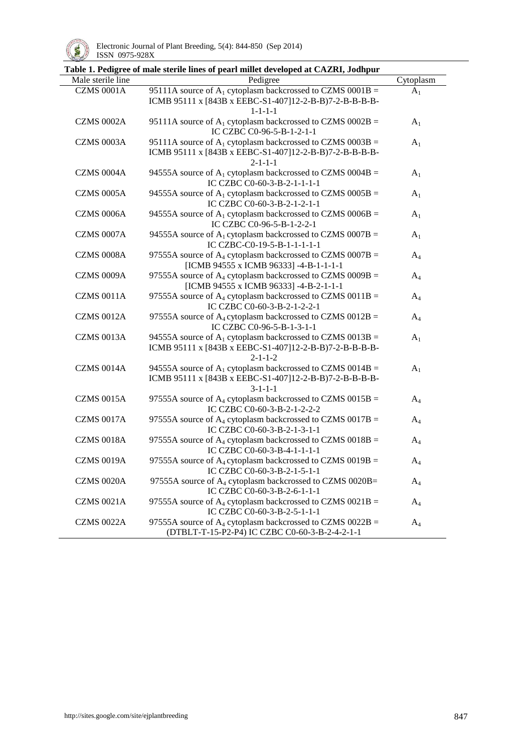**Table 1. Pedigree of male sterile lines of pearl millet developed at CAZRI, Jodhpur**

| Male sterile line | Pedigree | Cytoplasm |
|---|---|---|
| CZMS 0001A | 95111A source of $A_1$ cytoplasm backcrossed to CZMS 0001B = ICMB 95111 x [843B x EEBC-S1-407]12-2-B-B)7-2-B-B-B-B-1-1-1-1 | $A_1$ |
| CZMS 0002A | 95111A source of $A_1$ cytoplasm backcrossed to CZMS 0002B = IC CZBC C0-96-5-B-1-2-1-1 | $A_1$ |
| CZMS 0003A | 95111A source of $A_1$ cytoplasm backcrossed to CZMS 0003B = ICMB 95111 x [843B x EEBC-S1-407]12-2-B-B)7-2-B-B-B-B-2-1-1-1 | $A_1$ |
| CZMS 0004A | 94555A source of $A_1$ cytoplasm backcrossed to CZMS 0004B = IC CZBC C0-60-3-B-2-1-1-1-1 | $A_1$ |
| CZMS 0005A | 94555A source of $A_1$ cytoplasm backcrossed to CZMS 0005B = IC CZBC C0-60-3-B-2-1-2-1-1 | $A_1$ |
| CZMS 0006A | 94555A source of $A_1$ cytoplasm backcrossed to CZMS 0006B = IC CZBC C0-96-5-B-1-2-2-1 | $A_1$ |
| CZMS 0007A | 94555A source of $A_1$ cytoplasm backcrossed to CZMS 0007B = IC CZBC-C0-19-5-B-1-1-1-1-1 | $A_1$ |
| CZMS 0008A | 97555A source of $A_4$ cytoplasm backcrossed to CZMS 0007B = [ICMB 94555 x ICMB 96333] -4-B-1-1-1-1 | $A_4$ |
| CZMS 0009A | 97555A source of $A_4$ cytoplasm backcrossed to CZMS 0009B = [ICMB 94555 x ICMB 96333] -4-B-2-1-1-1 | $A_4$ |
| CZMS 0011A | 97555A source of $A_4$ cytoplasm backcrossed to CZMS 0011B = IC CZBC C0-60-3-B-2-1-2-2-1 | $A_4$ |
| CZMS 0012A | 97555A source of $A_4$ cytoplasm backcrossed to CZMS 0012B = IC CZBC C0-96-5-B-1-3-1-1 | $A_4$ |
| CZMS 0013A | 94555A source of $A_1$ cytoplasm backcrossed to CZMS 0013B = ICMB 95111 x [843B x EEBC-S1-407]12-2-B-B)7-2-B-B-B-B-2-1-1-2 | $A_1$ |
| CZMS 0014A | 94555A source of $A_1$ cytoplasm backcrossed to CZMS 0014B = ICMB 95111 x [843B x EEBC-S1-407]12-2-B-B)7-2-B-B-B-B-3-1-1-1 | $A_1$ |
| CZMS 0015A | 97555A source of $A_4$ cytoplasm backcrossed to CZMS 0015B = IC CZBC C0-60-3-B-2-1-2-2-2 | $A_4$ |
| CZMS 0017A | 97555A source of $A_4$ cytoplasm backcrossed to CZMS 0017B = IC CZBC C0-60-3-B-2-1-3-1-1 | $A_4$ |
| CZMS 0018A | 97555A source of $A_4$ cytoplasm backcrossed to CZMS 0018B = IC CZBC C0-60-3-B-4-1-1-1-1 | $A_4$ |
| CZMS 0019A | 97555A source of $A_4$ cytoplasm backcrossed to CZMS 0019B = IC CZBC C0-60-3-B-2-1-5-1-1 | $A_4$ |
| CZMS 0020A | 97555A source of $A_4$ cytoplasm backcrossed to CZMS 0020B= IC CZBC C0-60-3-B-2-6-1-1-1 | $A_4$ |
| CZMS 0021A | 97555A source of $A_4$ cytoplasm backcrossed to CZMS 0021B = IC CZBC C0-60-3-B-2-5-1-1-1 | $A_4$ |
| CZMS 0022A | 97555A source of $A_4$ cytoplasm backcrossed to CZMS 0022B = (DTBLT-T-15-P2-P4) IC CZBC C0-60-3-B-2-4-2-1-1 | $A_4$ |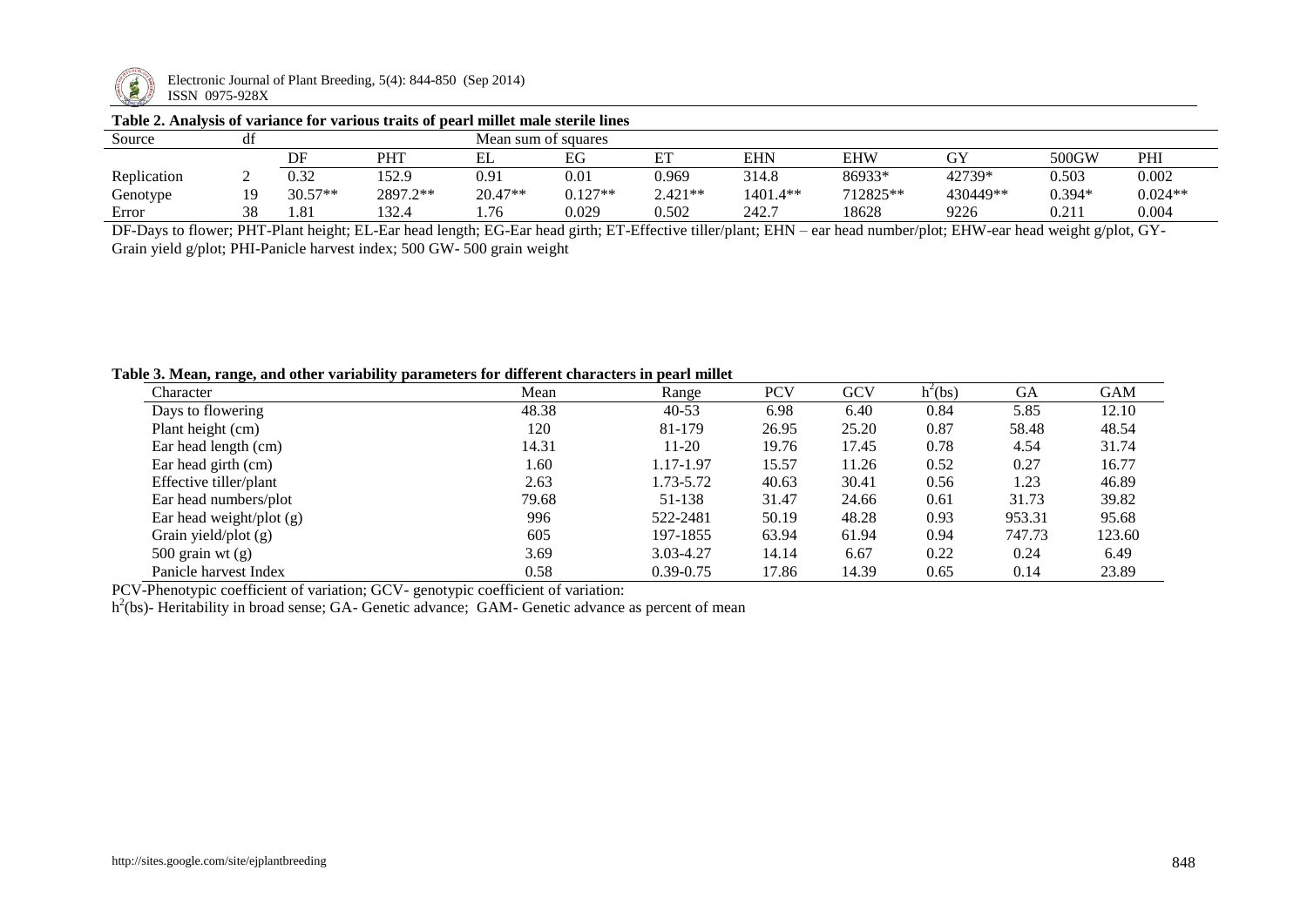**Table 2. Analysis of variance for various traits of pearl millet male sterile lines**

| Source | df | Mean sum of squares | | | | | | | | | |
|---|---|---|---|---|---|---|---|---|---|---|---|
| | | DF | PHT | EL | EG | ET | EHN | EHW | GY | 500GW | PHI |
| Replication | 2 | 0.32 | 152.9 | 0.91 | 0.01 | 0.969 | 314.8 | 86933* | 42739* | 0.503 | 0.002 |
| Genotype | 19 | 30.57** | 2897.2** | 20.47** | 0.127** | 2.421** | 1401.4** | 712825** | 430449** | 0.394* | 0.024** |
| Error | 38 | 1.81 | 132.4 | 1.76 | 0.029 | 0.502 | 242.7 | 18628 | 9226 | 0.211 | 0.004 |

DF-Days to flower; PHT-Plant height; EL-Ear head length; EG-Ear head girth; ET-Effective tiller/plant; EHN – ear head number/plot; EHW-ear head weight g/plot, GY-Grain yield g/plot; PHI-Panicle harvest index; 500 GW- 500 grain weight

**Table 3. Mean, range, and other variability parameters for different characters in pearl millet**

| Character | Mean | Range | PCV | GCV | $h^2$(bs) | GA | GAM |
|---|---|---|---|---|---|---|---|
| Days to flowering | 48.38 | 40-53 | 6.98 | 6.40 | 0.84 | 5.85 | 12.10 |
| Plant height (cm) | 120 | 81-179 | 26.95 | 25.20 | 0.87 | 58.48 | 48.54 |
| Ear head length (cm) | 14.31 | 11-20 | 19.76 | 17.45 | 0.78 | 4.54 | 31.74 |
| Ear head girth (cm) | 1.60 | 1.17-1.97 | 15.57 | 11.26 | 0.52 | 0.27 | 16.77 |
| Effective tiller/plant | 2.63 | 1.73-5.72 | 40.63 | 30.41 | 0.56 | 1.23 | 46.89 |
| Ear head numbers/plot | 79.68 | 51-138 | 31.47 | 24.66 | 0.61 | 31.73 | 39.82 |
| Ear head weight/plot (g) | 996 | 522-2481 | 50.19 | 48.28 | 0.93 | 953.31 | 95.68 |
| Grain yield/plot (g) | 605 | 197-1855 | 63.94 | 61.94 | 0.94 | 747.73 | 123.60 |
| 500 grain wt (g) | 3.69 | 3.03-4.27 | 14.14 | 6.67 | 0.22 | 0.24 | 6.49 |
| Panicle harvest Index | 0.58 | 0.39-0.75 | 17.86 | 14.39 | 0.65 | 0.14 | 23.89 |

PCV-Phenotypic coefficient of variation; GCV- genotypic coefficient of variation:
$h^2$(bs)- Heritability in broad sense; GA- Genetic advance; GAM- Genetic advance as percent of mean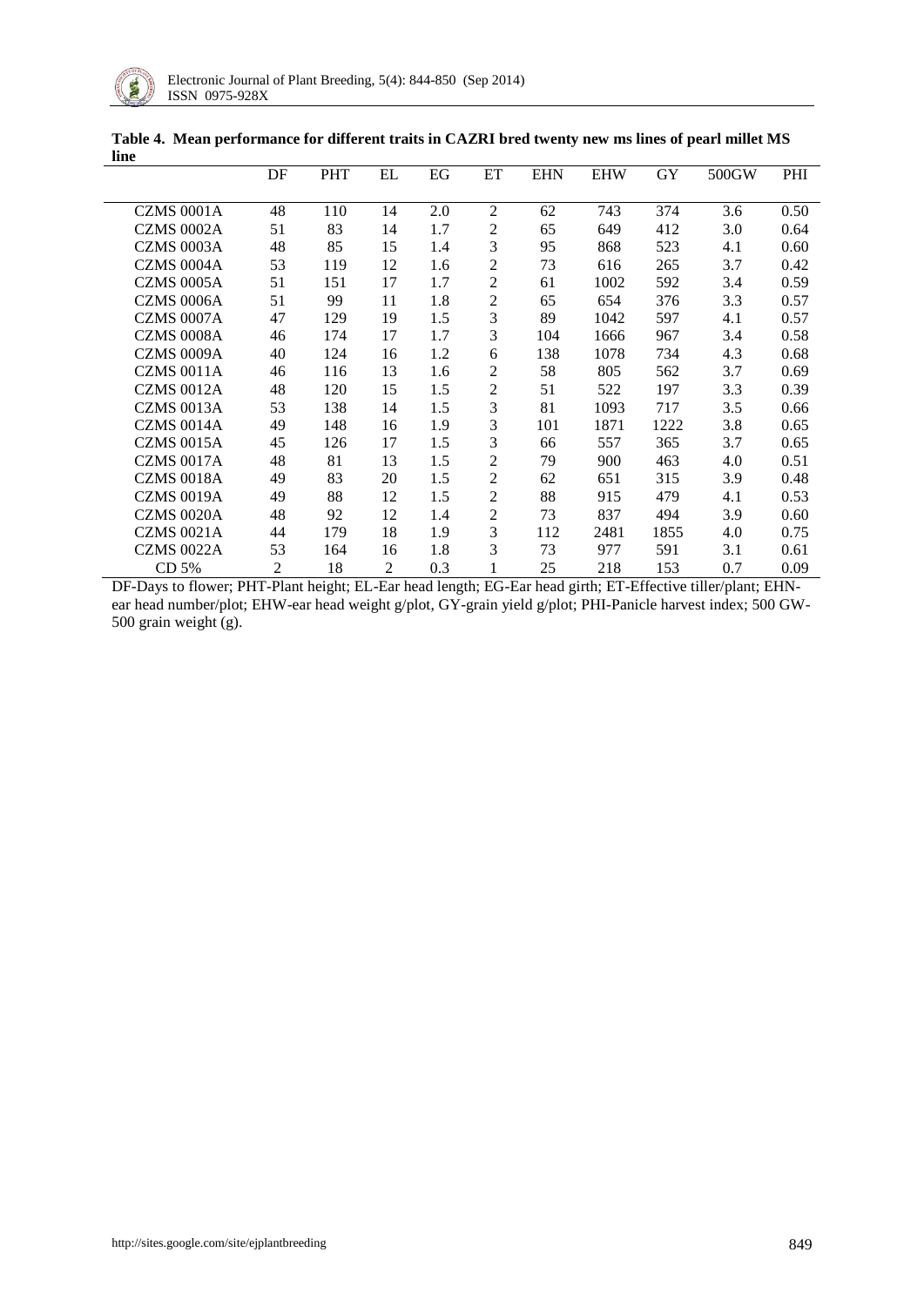**Table 4. Mean performance for different traits in CAZRI bred twenty new ms lines of pearl millet MS line**

| | DF | PHT | EL | EG | ET | EHN | EHW | GY | 500GW | PHI |
|---|---|---|---|---|---|---|---|---|---|---|
| CZMS 0001A | 48 | 110 | 14 | 2.0 | 2 | 62 | 743 | 374 | 3.6 | 0.50 |
| CZMS 0002A | 51 | 83 | 14 | 1.7 | 2 | 65 | 649 | 412 | 3.0 | 0.64 |
| CZMS 0003A | 48 | 85 | 15 | 1.4 | 3 | 95 | 868 | 523 | 4.1 | 0.60 |
| CZMS 0004A | 53 | 119 | 12 | 1.6 | 2 | 73 | 616 | 265 | 3.7 | 0.42 |
| CZMS 0005A | 51 | 151 | 17 | 1.7 | 2 | 61 | 1002 | 592 | 3.4 | 0.59 |
| CZMS 0006A | 51 | 99 | 11 | 1.8 | 2 | 65 | 654 | 376 | 3.3 | 0.57 |
| CZMS 0007A | 47 | 129 | 19 | 1.5 | 3 | 89 | 1042 | 597 | 4.1 | 0.57 |
| CZMS 0008A | 46 | 174 | 17 | 1.7 | 3 | 104 | 1666 | 967 | 3.4 | 0.58 |
| CZMS 0009A | 40 | 124 | 16 | 1.2 | 6 | 138 | 1078 | 734 | 4.3 | 0.68 |
| CZMS 0011A | 46 | 116 | 13 | 1.6 | 2 | 58 | 805 | 562 | 3.7 | 0.69 |
| CZMS 0012A | 48 | 120 | 15 | 1.5 | 2 | 51 | 522 | 197 | 3.3 | 0.39 |
| CZMS 0013A | 53 | 138 | 14 | 1.5 | 3 | 81 | 1093 | 717 | 3.5 | 0.66 |
| CZMS 0014A | 49 | 148 | 16 | 1.9 | 3 | 101 | 1871 | 1222 | 3.8 | 0.65 |
| CZMS 0015A | 45 | 126 | 17 | 1.5 | 3 | 66 | 557 | 365 | 3.7 | 0.65 |
| CZMS 0017A | 48 | 81 | 13 | 1.5 | 2 | 79 | 900 | 463 | 4.0 | 0.51 |
| CZMS 0018A | 49 | 83 | 20 | 1.5 | 2 | 62 | 651 | 315 | 3.9 | 0.48 |
| CZMS 0019A | 49 | 88 | 12 | 1.5 | 2 | 88 | 915 | 479 | 4.1 | 0.53 |
| CZMS 0020A | 48 | 92 | 12 | 1.4 | 2 | 73 | 837 | 494 | 3.9 | 0.60 |
| CZMS 0021A | 44 | 179 | 18 | 1.9 | 3 | 112 | 2481 | 1855 | 4.0 | 0.75 |
| CZMS 0022A | 53 | 164 | 16 | 1.8 | 3 | 73 | 977 | 591 | 3.1 | 0.61 |
| CD 5% | 2 | 18 | 2 | 0.3 | 1 | 25 | 218 | 153 | 0.7 | 0.09 |

DF-Days to flower; PHT-Plant height; EL-Ear head length; EG-Ear head girth; ET-Effective tiller/plant; EHN-ear head number/plot; EHW-ear head weight g/plot, GY-grain yield g/plot; PHI-Panicle harvest index; 500 GW-500 grain weight (g).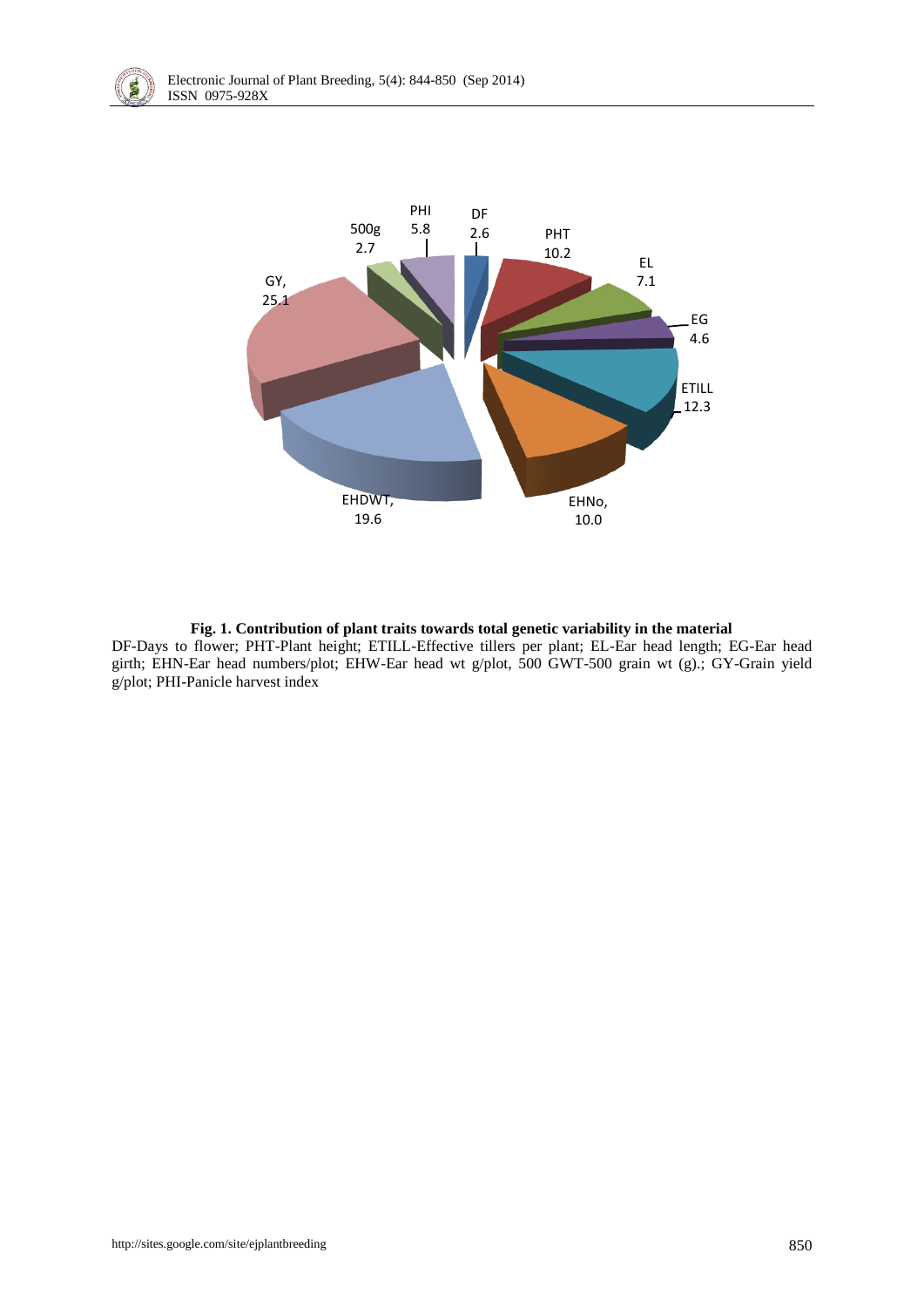DF
2.6

PHT
10.2

EL
7.1

EG
4.6

ETILL
12.3

EHNo,
10.0

EHDWT,
19.6

GY,
25.1

500g
2.7

PHI
5.8

**Fig. 1. Contribution of plant traits towards total genetic variability in the material**

DF-Days to flower; PHT-Plant height; ETILL-Effective tillers per plant; EL-Ear head length; EG-Ear head girth; EHN-Ear head numbers/plot; EHW-Ear head wt g/plot, 500 GWT-500 grain wt (g).; GY-Grain yield g/plot; PHI-Panicle harvest index